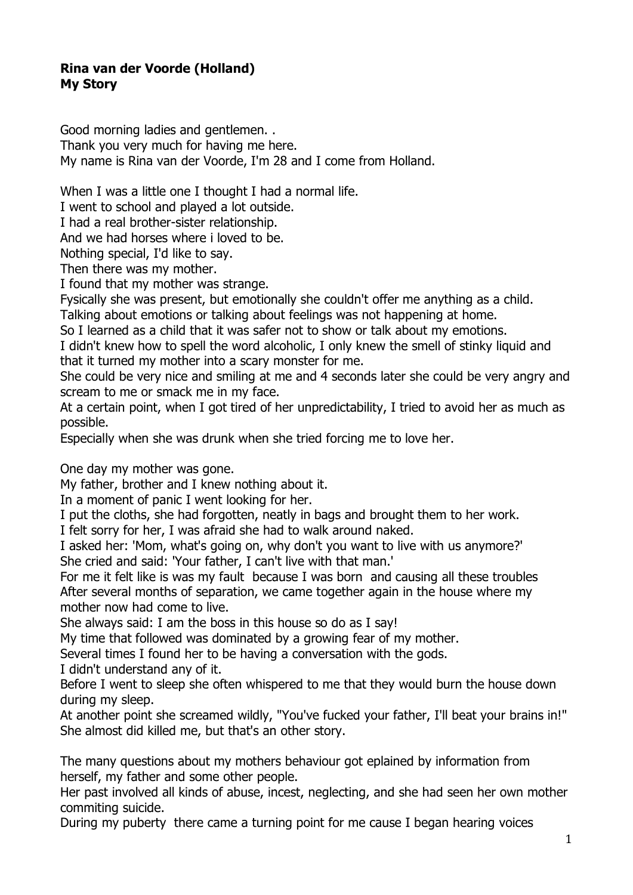**Rina van der Voorde (Holland)**
**My Story**

Good morning ladies and gentlemen. .
Thank you very much for having me here.
My name is Rina van der Voorde, I'm 28 and I come from Holland.

When I was a little one I thought I had a normal life.
I went to school and played a lot outside.
I had a real brother-sister relationship.
And we had horses where i loved to be.
Nothing special, I'd like to say.
Then there was my mother.
I found that my mother was strange.
Fysically she was present, but emotionally she couldn't offer me anything as a child.
Talking about emotions or talking about feelings was not happening at home.
So I learned as a child that it was safer not to show or talk about my emotions.
I didn't knew how to spell the word alcoholic, I only knew the smell of stinky liquid and that it turned my mother into a scary monster for me.
She could be very nice and smiling at me and 4 seconds later she could be very angry and scream to me or smack me in my face.
At a certain point, when I got tired of her unpredictability, I tried to avoid her as much as possible.
Especially when she was drunk when she tried forcing me to love her.

One day my mother was gone.
My father, brother and I knew nothing about it.
In a moment of panic I went looking for her.
I put the cloths, she had forgotten, neatly in bags and brought them to her work.
I felt sorry for her, I was afraid she had to walk around naked.
I asked her: 'Mom, what's going on, why don't you want to live with us anymore?'
She cried and said: 'Your father, I can't live with that man.'
For me it felt like is was my fault because I was born and causing all these troubles
After several months of separation, we came together again in the house where my mother now had come to live.
She always said: I am the boss in this house so do as I say!
My time that followed was dominated by a growing fear of my mother.
Several times I found her to be having a conversation with the gods.
I didn't understand any of it.
Before I went to sleep she often whispered to me that they would burn the house down during my sleep.
At another point she screamed wildly, "You've fucked your father, I'll beat your brains in!"
She almost did killed me, but that's an other story.

The many questions about my mothers behaviour got eplained by information from herself, my father and some other people.
Her past involved all kinds of abuse, incest, neglecting, and she had seen her own mother commiting suicide.
During my puberty there came a turning point for me cause I began hearing voices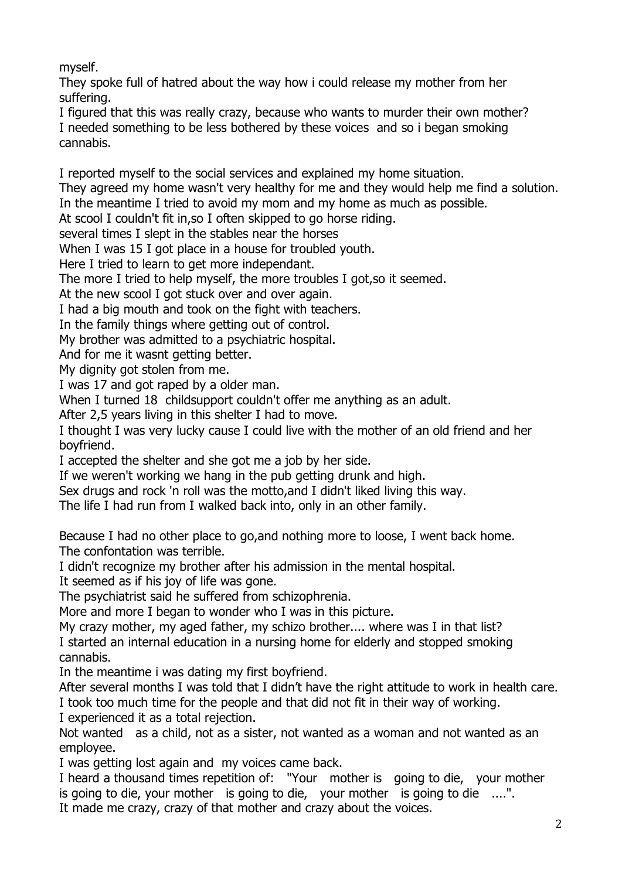myself.
They spoke full of hatred about the way how i could release my mother from her suffering.
I figured that this was really crazy, because who wants to murder their own mother?
I needed something to be less bothered by these voices and so i began smoking cannabis.

I reported myself to the social services and explained my home situation.
They agreed my home wasn't very healthy for me and they would help me find a solution.
In the meantime I tried to avoid my mom and my home as much as possible.
At scool I couldn't fit in,so I often skipped to go horse riding.
several times I slept in the stables near the horses
When I was 15 I got place in a house for troubled youth.
Here I tried to learn to get more independant.
The more I tried to help myself, the more troubles I got,so it seemed.
At the new scool I got stuck over and over again.
I had a big mouth and took on the fight with teachers.
In the family things where getting out of control.
My brother was admitted to a psychiatric hospital.
And for me it wasnt getting better.
My dignity got stolen from me.
I was 17 and got raped by a older man.
When I turned 18 childsupport couldn't offer me anything as an adult.
After 2,5 years living in this shelter I had to move.
I thought I was very lucky cause I could live with the mother of an old friend and her boyfriend.
I accepted the shelter and she got me a job by her side.
If we weren't working we hang in the pub getting drunk and high.
Sex drugs and rock 'n roll was the motto,and I didn't liked living this way.
The life I had run from I walked back into, only in an other family.

Because I had no other place to go,and nothing more to loose, I went back home.
The confontation was terrible.
I didn't recognize my brother after his admission in the mental hospital.
It seemed as if his joy of life was gone.
The psychiatrist said he suffered from schizophrenia.
More and more I began to wonder who I was in this picture.
My crazy mother, my aged father, my schizo brother.... where was I in that list?
I started an internal education in a nursing home for elderly and stopped smoking cannabis.
In the meantime i was dating my first boyfriend.
After several months I was told that I didn't have the right attitude to work in health care.
I took too much time for the people and that did not fit in their way of working.
I experienced it as a total rejection.
Not wanted as a child, not as a sister, not wanted as a woman and not wanted as an employee.
I was getting lost again and my voices came back.
I heard a thousand times repetition of: "Your mother is going to die, your mother is going to die, your mother is going to die, your mother is going to die ....".
It made me crazy, crazy of that mother and crazy about the voices.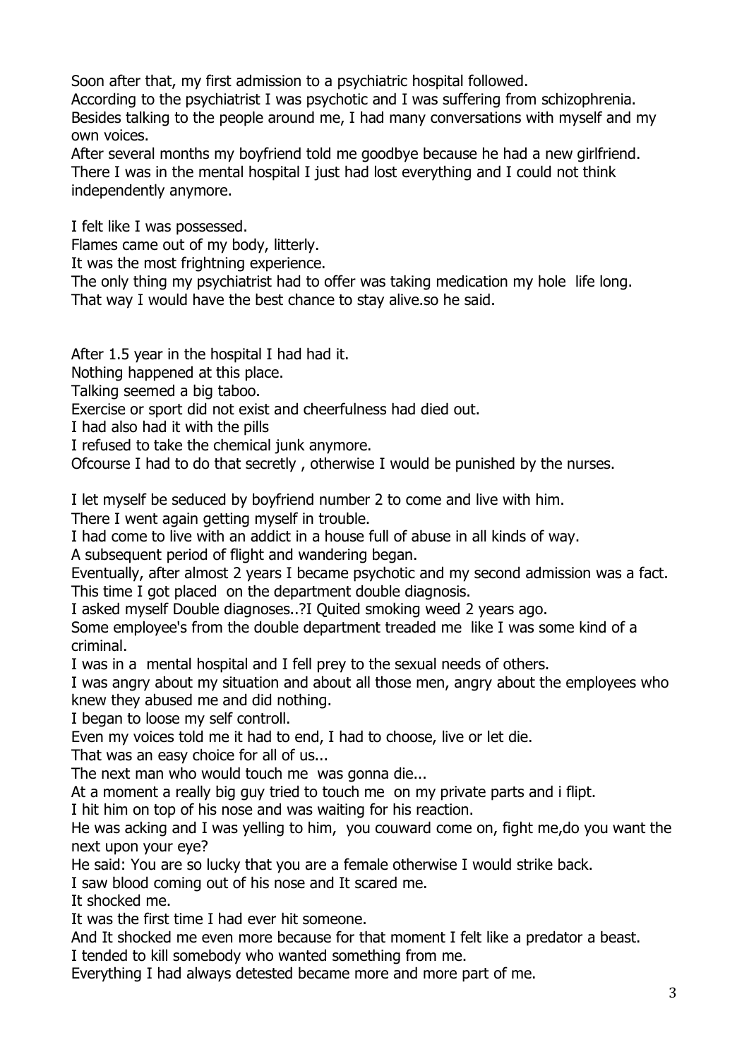Soon after that, my first admission to a psychiatric hospital followed.
According to the psychiatrist I was psychotic and I was suffering from schizophrenia.
Besides talking to the people around me, I had many conversations with myself and my own voices.
After several months my boyfriend told me goodbye because he had a new girlfriend.
There I was in the mental hospital I just had lost everything and I could not think independently anymore.

I felt like I was possessed.
Flames came out of my body, litterly.
It was the most frightning experience.
The only thing my psychiatrist had to offer was taking medication my hole life long.
That way I would have the best chance to stay alive.so he said.

After 1.5 year in the hospital I had had it.
Nothing happened at this place.
Talking seemed a big taboo.
Exercise or sport did not exist and cheerfulness had died out.
I had also had it with the pills
I refused to take the chemical junk anymore.
Ofcourse I had to do that secretly , otherwise I would be punished by the nurses.

I let myself be seduced by boyfriend number 2 to come and live with him.
There I went again getting myself in trouble.
I had come to live with an addict in a house full of abuse in all kinds of way.
A subsequent period of flight and wandering began.
Eventually, after almost 2 years I became psychotic and my second admission was a fact.
This time I got placed on the department double diagnosis.
I asked myself Double diagnoses..?I Quited smoking weed 2 years ago.
Some employee's from the double department treaded me like I was some kind of a criminal.
I was in a mental hospital and I fell prey to the sexual needs of others.
I was angry about my situation and about all those men, angry about the employees who knew they abused me and did nothing.
I began to loose my self controll.
Even my voices told me it had to end, I had to choose, live or let die.
That was an easy choice for all of us...
The next man who would touch me was gonna die...
At a moment a really big guy tried to touch me on my private parts and i flipt.
I hit him on top of his nose and was waiting for his reaction.
He was acking and I was yelling to him, you couward come on, fight me,do you want the next upon your eye?
He said: You are so lucky that you are a female otherwise I would strike back.
I saw blood coming out of his nose and It scared me.
It shocked me.
It was the first time I had ever hit someone.
And It shocked me even more because for that moment I felt like a predator a beast.
I tended to kill somebody who wanted something from me.
Everything I had always detested became more and more part of me.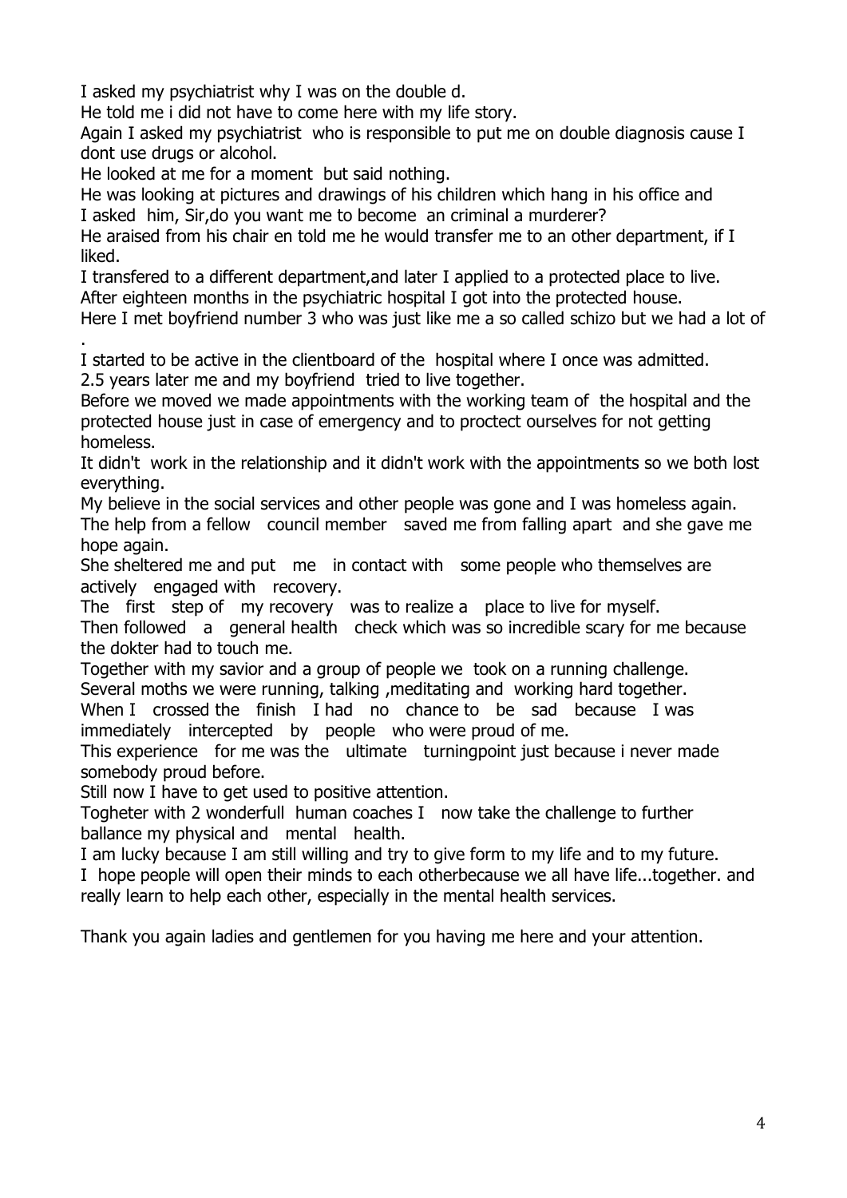I asked my psychiatrist why I was on the double d.

He told me i did not have to come here with my life story.

Again I asked my psychiatrist who is responsible to put me on double diagnosis cause I dont use drugs or alcohol.

He looked at me for a moment but said nothing.

He was looking at pictures and drawings of his children which hang in his office and I asked him, Sir,do you want me to become an criminal a murderer?

He araised from his chair en told me he would transfer me to an other department, if I liked.

I transfered to a different department,and later I applied to a protected place to live.

After eighteen months in the psychiatric hospital I got into the protected house.

Here I met boyfriend number 3 who was just like me a so called schizo but we had a lot of .

I started to be active in the clientboard of the hospital where I once was admitted.

2.5 years later me and my boyfriend tried to live together.

Before we moved we made appointments with the working team of the hospital and the protected house just in case of emergency and to proctect ourselves for not getting homeless.

It didn't work in the relationship and it didn't work with the appointments so we both lost everything.

My believe in the social services and other people was gone and I was homeless again.

The help from a fellow council member saved me from falling apart and she gave me hope again.

She sheltered me and put me in contact with some people who themselves are actively engaged with recovery.

The first step of my recovery was to realize a place to live for myself.

Then followed a general health check which was so incredible scary for me because the dokter had to touch me.

Together with my savior and a group of people we took on a running challenge.

Several moths we were running, talking ,meditating and working hard together.

When I crossed the finish I had no chance to be sad because I was immediately intercepted by people who were proud of me.

This experience for me was the ultimate turningpoint just because i never made somebody proud before.

Still now I have to get used to positive attention.

Togheter with 2 wonderfull human coaches I now take the challenge to further ballance my physical and mental health.

I am lucky because I am still willing and try to give form to my life and to my future.

I hope people will open their minds to each otherbecause we all have life...together. and really learn to help each other, especially in the mental health services.

Thank you again ladies and gentlemen for you having me here and your attention.